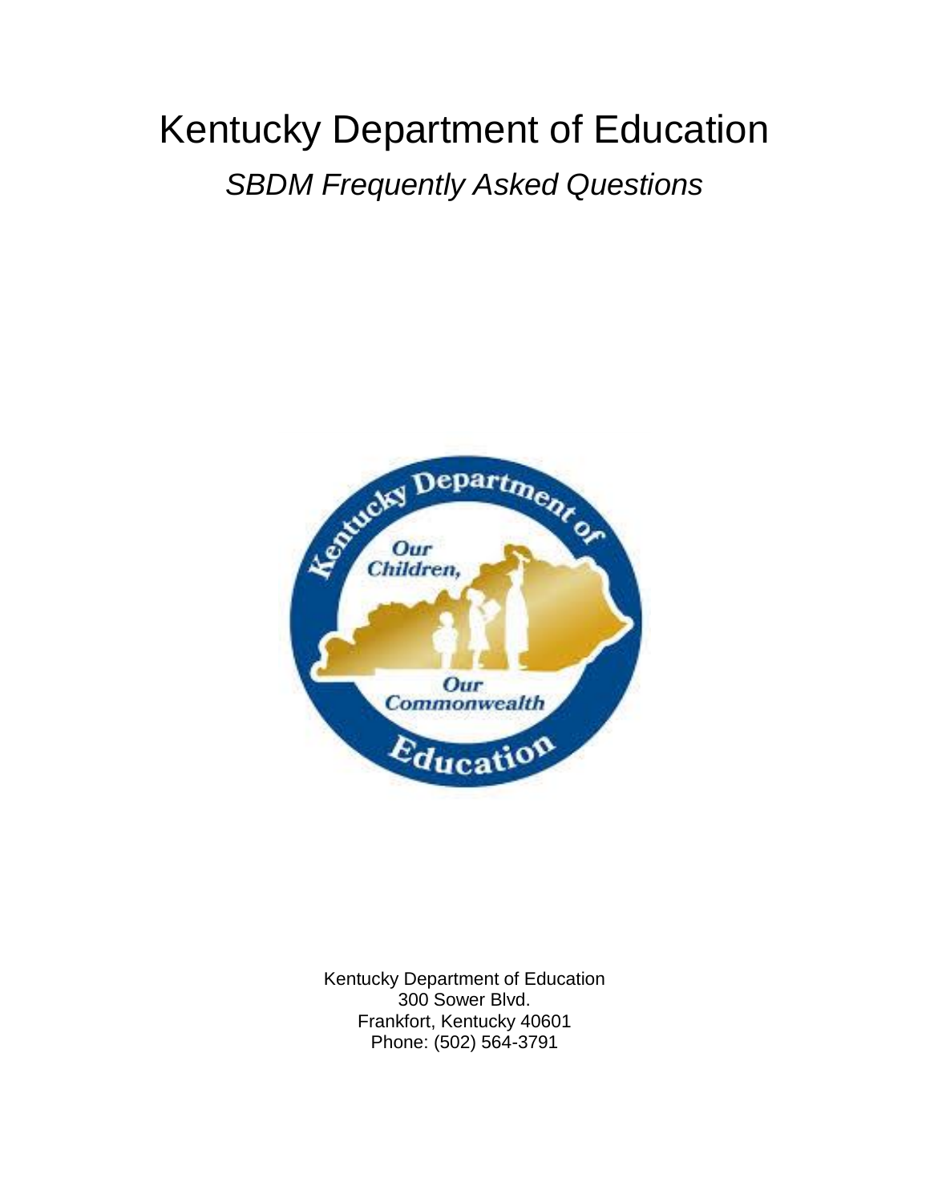# Kentucky Department of Education

## *SBDM Frequently Asked Questions*

Kentucky Department of Education
300 Sower Blvd.
Frankfort, Kentucky 40601
Phone: (502) 564-3791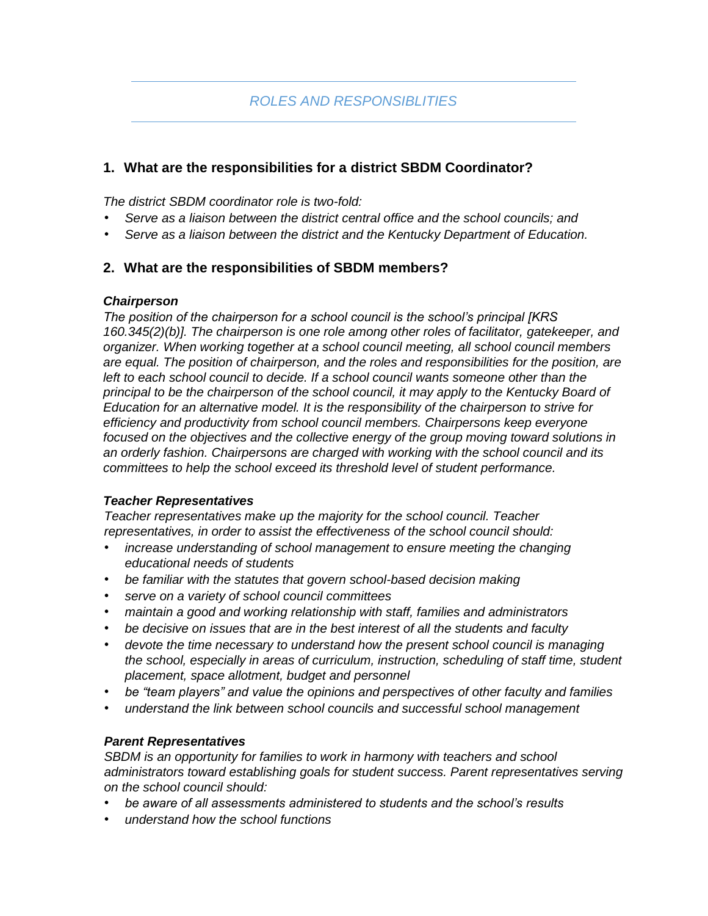## *ROLES AND RESPONSIBLITIES*

### 1. What are the responsibilities for a district SBDM Coordinator?

*The district SBDM coordinator role is two-fold:*

- *Serve as a liaison between the district central office and the school councils; and*
- *Serve as a liaison between the district and the Kentucky Department of Education.*

### 2. What are the responsibilities of SBDM members?

***Chairperson***

*The position of the chairperson for a school council is the school's principal [KRS 160.345(2)(b)]. The chairperson is one role among other roles of facilitator, gatekeeper, and organizer. When working together at a school council meeting, all school council members are equal. The position of chairperson, and the roles and responsibilities for the position, are left to each school council to decide. If a school council wants someone other than the principal to be the chairperson of the school council, it may apply to the Kentucky Board of Education for an alternative model. It is the responsibility of the chairperson to strive for efficiency and productivity from school council members. Chairpersons keep everyone focused on the objectives and the collective energy of the group moving toward solutions in an orderly fashion. Chairpersons are charged with working with the school council and its committees to help the school exceed its threshold level of student performance.*

***Teacher Representatives***

*Teacher representatives make up the majority for the school council. Teacher representatives, in order to assist the effectiveness of the school council should:*

- *increase understanding of school management to ensure meeting the changing educational needs of students*
- *be familiar with the statutes that govern school-based decision making*
- *serve on a variety of school council committees*
- *maintain a good and working relationship with staff, families and administrators*
- *be decisive on issues that are in the best interest of all the students and faculty*
- *devote the time necessary to understand how the present school council is managing the school, especially in areas of curriculum, instruction, scheduling of staff time, student placement, space allotment, budget and personnel*
- *be "team players" and value the opinions and perspectives of other faculty and families*
- *understand the link between school councils and successful school management*

***Parent Representatives***

*SBDM is an opportunity for families to work in harmony with teachers and school administrators toward establishing goals for student success. Parent representatives serving on the school council should:*

- *be aware of all assessments administered to students and the school's results*
- *understand how the school functions*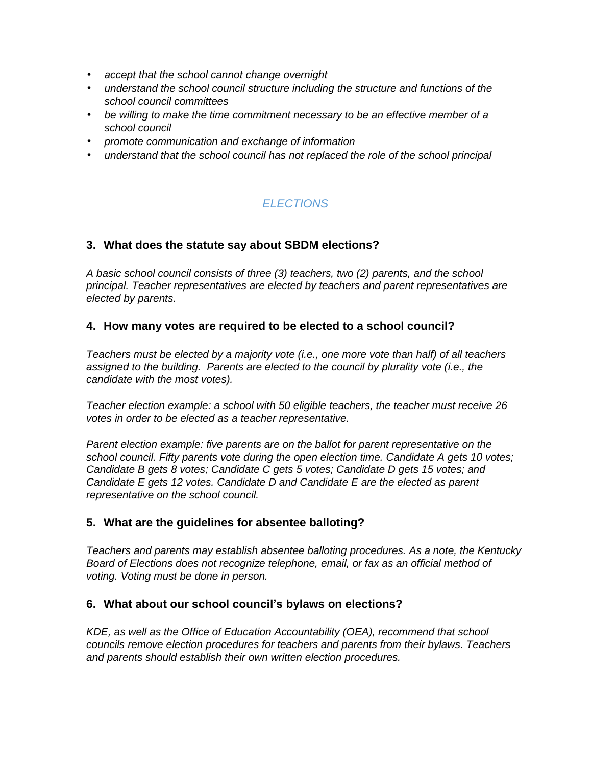- *accept that the school cannot change overnight*
- *understand the school council structure including the structure and functions of the school council committees*
- *be willing to make the time commitment necessary to be an effective member of a school council*
- *promote communication and exchange of information*
- *understand that the school council has not replaced the role of the school principal*

## *ELECTIONS*

### 3. What does the statute say about SBDM elections?

*A basic school council consists of three (3) teachers, two (2) parents, and the school principal. Teacher representatives are elected by teachers and parent representatives are elected by parents.*

### 4. How many votes are required to be elected to a school council?

*Teachers must be elected by a majority vote (i.e., one more vote than half) of all teachers assigned to the building. Parents are elected to the council by plurality vote (i.e., the candidate with the most votes).*

*Teacher election example: a school with 50 eligible teachers, the teacher must receive 26 votes in order to be elected as a teacher representative.*

*Parent election example: five parents are on the ballot for parent representative on the school council. Fifty parents vote during the open election time. Candidate A gets 10 votes; Candidate B gets 8 votes; Candidate C gets 5 votes; Candidate D gets 15 votes; and Candidate E gets 12 votes. Candidate D and Candidate E are the elected as parent representative on the school council.*

### 5. What are the guidelines for absentee balloting?

*Teachers and parents may establish absentee balloting procedures. As a note, the Kentucky Board of Elections does not recognize telephone, email, or fax as an official method of voting. Voting must be done in person.*

### 6. What about our school council's bylaws on elections?

*KDE, as well as the Office of Education Accountability (OEA), recommend that school councils remove election procedures for teachers and parents from their bylaws. Teachers and parents should establish their own written election procedures.*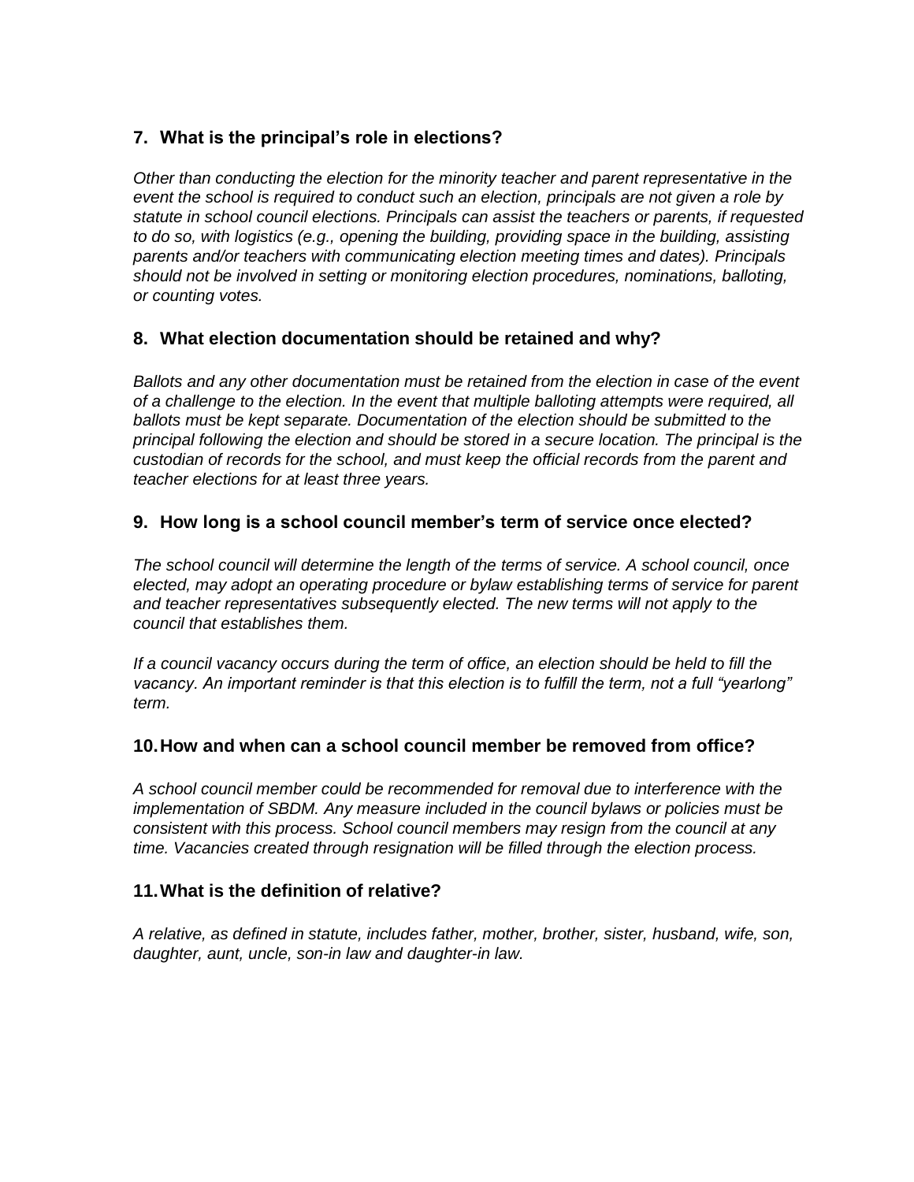### 7. What is the principal's role in elections?

*Other than conducting the election for the minority teacher and parent representative in the event the school is required to conduct such an election, principals are not given a role by statute in school council elections. Principals can assist the teachers or parents, if requested to do so, with logistics (e.g., opening the building, providing space in the building, assisting parents and/or teachers with communicating election meeting times and dates). Principals should not be involved in setting or monitoring election procedures, nominations, balloting, or counting votes.*

### 8. What election documentation should be retained and why?

*Ballots and any other documentation must be retained from the election in case of the event of a challenge to the election. In the event that multiple balloting attempts were required, all ballots must be kept separate. Documentation of the election should be submitted to the principal following the election and should be stored in a secure location. The principal is the custodian of records for the school, and must keep the official records from the parent and teacher elections for at least three years.*

### 9. How long is a school council member's term of service once elected?

*The school council will determine the length of the terms of service. A school council, once elected, may adopt an operating procedure or bylaw establishing terms of service for parent and teacher representatives subsequently elected. The new terms will not apply to the council that establishes them.*

*If a council vacancy occurs during the term of office, an election should be held to fill the vacancy. An important reminder is that this election is to fulfill the term, not a full "yearlong" term.*

### 10. How and when can a school council member be removed from office?

*A school council member could be recommended for removal due to interference with the implementation of SBDM. Any measure included in the council bylaws or policies must be consistent with this process. School council members may resign from the council at any time. Vacancies created through resignation will be filled through the election process.*

### 11. What is the definition of relative?

*A relative, as defined in statute, includes father, mother, brother, sister, husband, wife, son, daughter, aunt, uncle, son-in law and daughter-in law.*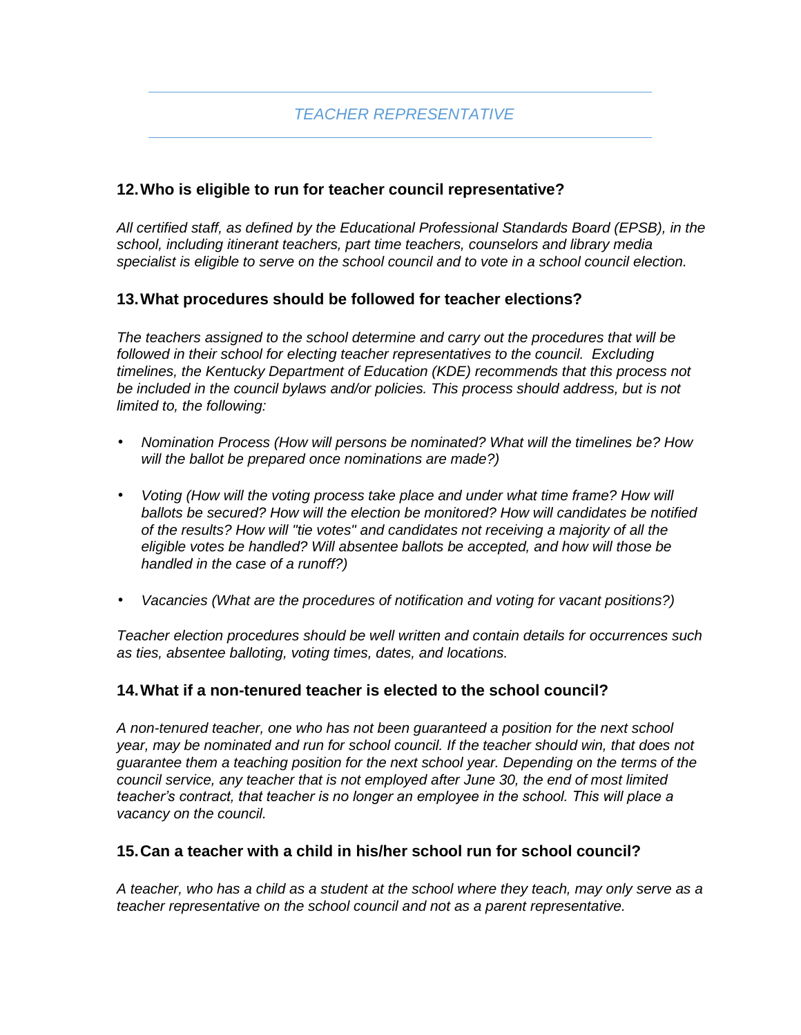## *TEACHER REPRESENTATIVE*

### 12. Who is eligible to run for teacher council representative?

*All certified staff, as defined by the Educational Professional Standards Board (EPSB), in the school, including itinerant teachers, part time teachers, counselors and library media specialist is eligible to serve on the school council and to vote in a school council election.*

### 13. What procedures should be followed for teacher elections?

*The teachers assigned to the school determine and carry out the procedures that will be followed in their school for electing teacher representatives to the council. Excluding timelines, the Kentucky Department of Education (KDE) recommends that this process not be included in the council bylaws and/or policies. This process should address, but is not limited to, the following:*

- *Nomination Process (How will persons be nominated? What will the timelines be? How will the ballot be prepared once nominations are made?)*
- *Voting (How will the voting process take place and under what time frame? How will ballots be secured? How will the election be monitored? How will candidates be notified of the results? How will "tie votes" and candidates not receiving a majority of all the eligible votes be handled? Will absentee ballots be accepted, and how will those be handled in the case of a runoff?)*
- *Vacancies (What are the procedures of notification and voting for vacant positions?)*

*Teacher election procedures should be well written and contain details for occurrences such as ties, absentee balloting, voting times, dates, and locations.*

### 14. What if a non-tenured teacher is elected to the school council?

*A non-tenured teacher, one who has not been guaranteed a position for the next school year, may be nominated and run for school council. If the teacher should win, that does not guarantee them a teaching position for the next school year. Depending on the terms of the council service, any teacher that is not employed after June 30, the end of most limited teacher's contract, that teacher is no longer an employee in the school. This will place a vacancy on the council.*

### 15. Can a teacher with a child in his/her school run for school council?

*A teacher, who has a child as a student at the school where they teach, may only serve as a teacher representative on the school council and not as a parent representative.*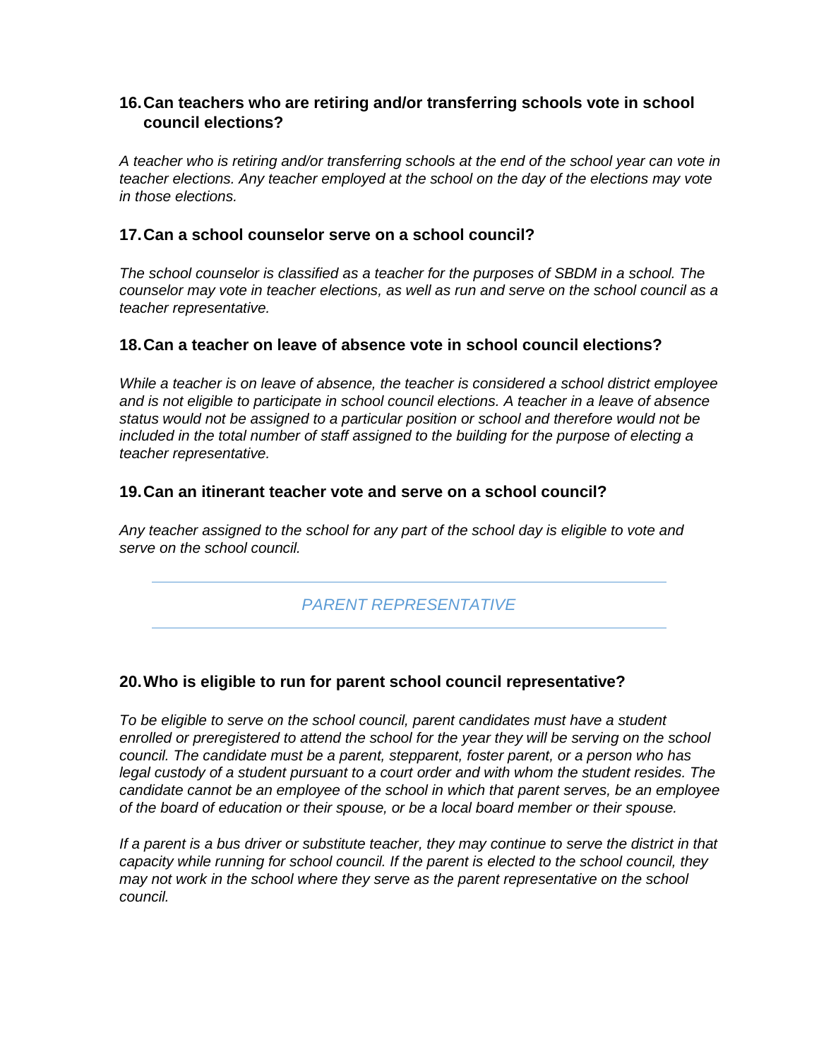### 16. Can teachers who are retiring and/or transferring schools vote in school council elections?

*A teacher who is retiring and/or transferring schools at the end of the school year can vote in teacher elections. Any teacher employed at the school on the day of the elections may vote in those elections.*

### 17. Can a school counselor serve on a school council?

*The school counselor is classified as a teacher for the purposes of SBDM in a school. The counselor may vote in teacher elections, as well as run and serve on the school council as a teacher representative.*

### 18. Can a teacher on leave of absence vote in school council elections?

*While a teacher is on leave of absence, the teacher is considered a school district employee and is not eligible to participate in school council elections. A teacher in a leave of absence status would not be assigned to a particular position or school and therefore would not be included in the total number of staff assigned to the building for the purpose of electing a teacher representative.*

### 19. Can an itinerant teacher vote and serve on a school council?

*Any teacher assigned to the school for any part of the school day is eligible to vote and serve on the school council.*

## PARENT REPRESENTATIVE

### 20. Who is eligible to run for parent school council representative?

*To be eligible to serve on the school council, parent candidates must have a student enrolled or preregistered to attend the school for the year they will be serving on the school council. The candidate must be a parent, stepparent, foster parent, or a person who has legal custody of a student pursuant to a court order and with whom the student resides. The candidate cannot be an employee of the school in which that parent serves, be an employee of the board of education or their spouse, or be a local board member or their spouse.*

*If a parent is a bus driver or substitute teacher, they may continue to serve the district in that capacity while running for school council. If the parent is elected to the school council, they may not work in the school where they serve as the parent representative on the school council.*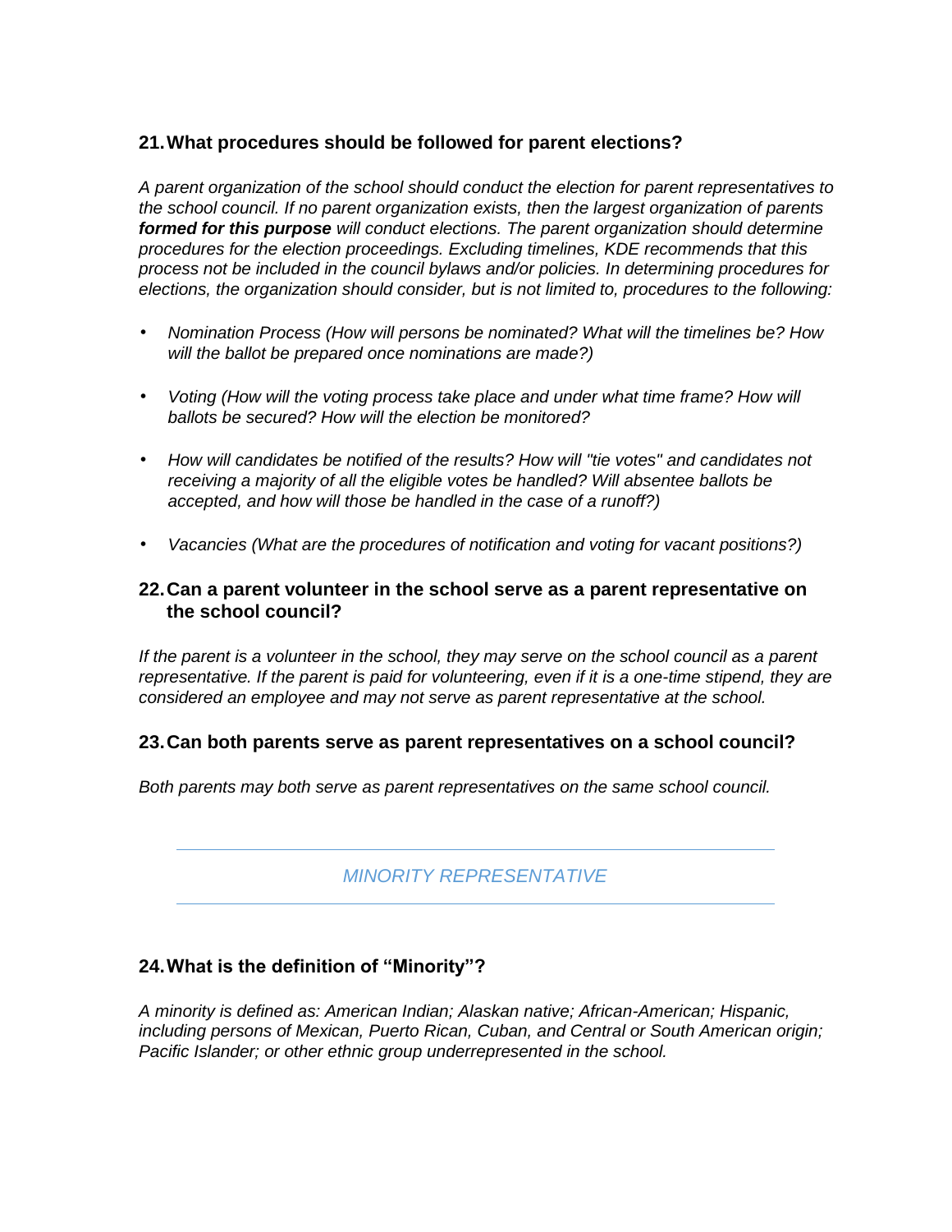### 21. What procedures should be followed for parent elections?

*A parent organization of the school should conduct the election for parent representatives to the school council. If no parent organization exists, then the largest organization of parents* ***formed for this purpose*** *will conduct elections. The parent organization should determine procedures for the election proceedings. Excluding timelines, KDE recommends that this process not be included in the council bylaws and/or policies. In determining procedures for elections, the organization should consider, but is not limited to, procedures to the following:*

- *Nomination Process (How will persons be nominated? What will the timelines be? How will the ballot be prepared once nominations are made?)*
- *Voting (How will the voting process take place and under what time frame? How will ballots be secured? How will the election be monitored?*
- *How will candidates be notified of the results? How will "tie votes" and candidates not receiving a majority of all the eligible votes be handled? Will absentee ballots be accepted, and how will those be handled in the case of a runoff?)*
- *Vacancies (What are the procedures of notification and voting for vacant positions?)*

### 22. Can a parent volunteer in the school serve as a parent representative on the school council?

*If the parent is a volunteer in the school, they may serve on the school council as a parent representative. If the parent is paid for volunteering, even if it is a one-time stipend, they are considered an employee and may not serve as parent representative at the school.*

### 23. Can both parents serve as parent representatives on a school council?

*Both parents may both serve as parent representatives on the same school council.*

---

## *MINORITY REPRESENTATIVE*

---

### 24. What is the definition of "Minority"?

*A minority is defined as: American Indian; Alaskan native; African-American; Hispanic, including persons of Mexican, Puerto Rican, Cuban, and Central or South American origin; Pacific Islander; or other ethnic group underrepresented in the school.*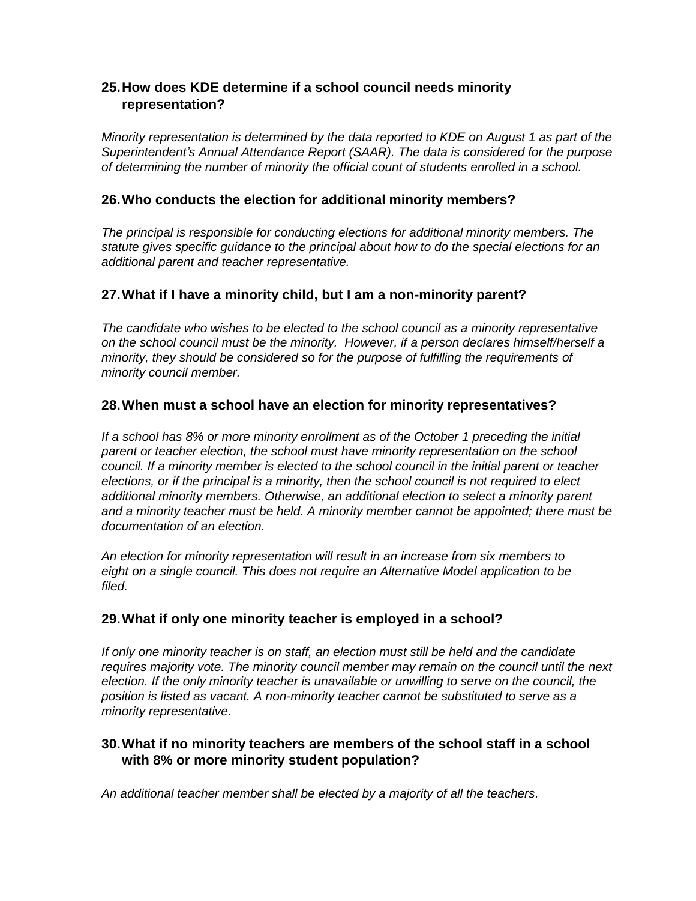### 25. How does KDE determine if a school council needs minority representation?

*Minority representation is determined by the data reported to KDE on August 1 as part of the Superintendent's Annual Attendance Report (SAAR). The data is considered for the purpose of determining the number of minority the official count of students enrolled in a school.*

### 26. Who conducts the election for additional minority members?

*The principal is responsible for conducting elections for additional minority members. The statute gives specific guidance to the principal about how to do the special elections for an additional parent and teacher representative.*

### 27. What if I have a minority child, but I am a non-minority parent?

*The candidate who wishes to be elected to the school council as a minority representative on the school council must be the minority. However, if a person declares himself/herself a minority, they should be considered so for the purpose of fulfilling the requirements of minority council member.*

### 28. When must a school have an election for minority representatives?

*If a school has 8% or more minority enrollment as of the October 1 preceding the initial parent or teacher election, the school must have minority representation on the school council. If a minority member is elected to the school council in the initial parent or teacher elections, or if the principal is a minority, then the school council is not required to elect additional minority members. Otherwise, an additional election to select a minority parent and a minority teacher must be held. A minority member cannot be appointed; there must be documentation of an election.*

*An election for minority representation will result in an increase from six members to eight on a single council. This does not require an Alternative Model application to be filed.*

### 29. What if only one minority teacher is employed in a school?

*If only one minority teacher is on staff, an election must still be held and the candidate requires majority vote. The minority council member may remain on the council until the next election. If the only minority teacher is unavailable or unwilling to serve on the council, the position is listed as vacant. A non-minority teacher cannot be substituted to serve as a minority representative.*

### 30. What if no minority teachers are members of the school staff in a school with 8% or more minority student population?

*An additional teacher member shall be elected by a majority of all the teachers.*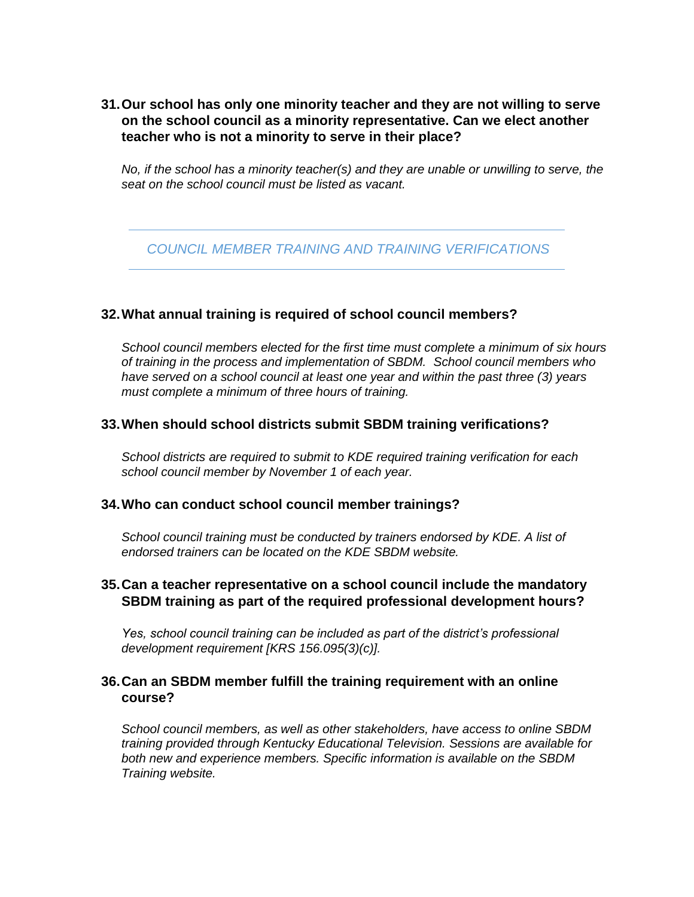**31. Our school has only one minority teacher and they are not willing to serve on the school council as a minority representative. Can we elect another teacher who is not a minority to serve in their place?**

*No, if the school has a minority teacher(s) and they are unable or unwilling to serve, the seat on the school council must be listed as vacant.*

## *COUNCIL MEMBER TRAINING AND TRAINING VERIFICATIONS*

**32. What annual training is required of school council members?**

*School council members elected for the first time must complete a minimum of six hours of training in the process and implementation of SBDM. School council members who have served on a school council at least one year and within the past three (3) years must complete a minimum of three hours of training.*

**33. When should school districts submit SBDM training verifications?**

*School districts are required to submit to KDE required training verification for each school council member by November 1 of each year.*

**34. Who can conduct school council member trainings?**

*School council training must be conducted by trainers endorsed by KDE. A list of endorsed trainers can be located on the KDE SBDM website.*

**35. Can a teacher representative on a school council include the mandatory SBDM training as part of the required professional development hours?**

*Yes, school council training can be included as part of the district's professional development requirement [KRS 156.095(3)(c)].*

**36. Can an SBDM member fulfill the training requirement with an online course?**

*School council members, as well as other stakeholders, have access to online SBDM training provided through Kentucky Educational Television. Sessions are available for both new and experience members. Specific information is available on the SBDM Training website.*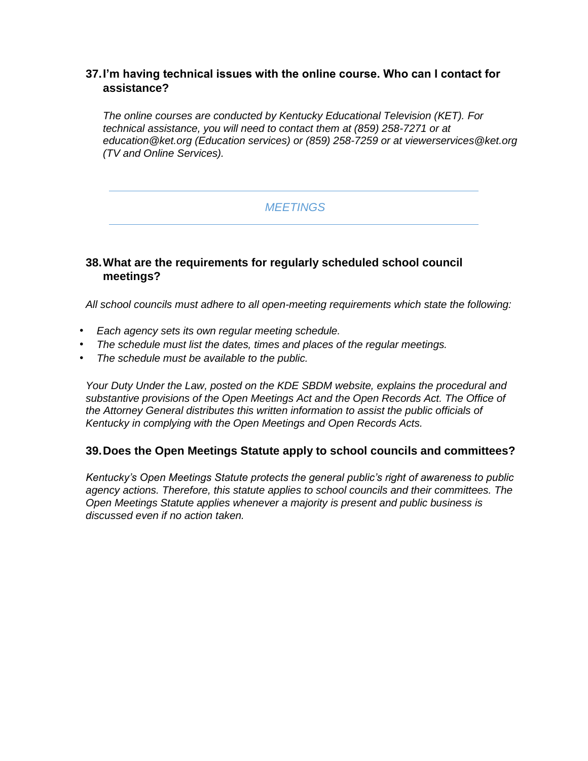### 37. I'm having technical issues with the online course. Who can I contact for assistance?

*The online courses are conducted by Kentucky Educational Television (KET). For technical assistance, you will need to contact them at (859) 258-7271 or at education@ket.org (Education services) or (859) 258-7259 or at viewerservices@ket.org (TV and Online Services).*

---

## *MEETINGS*

---

### 38. What are the requirements for regularly scheduled school council meetings?

*All school councils must adhere to all open-meeting requirements which state the following:*

- *Each agency sets its own regular meeting schedule.*
- *The schedule must list the dates, times and places of the regular meetings.*
- *The schedule must be available to the public.*

*Your Duty Under the Law, posted on the KDE SBDM website, explains the procedural and substantive provisions of the Open Meetings Act and the Open Records Act. The Office of the Attorney General distributes this written information to assist the public officials of Kentucky in complying with the Open Meetings and Open Records Acts.*

### 39. Does the Open Meetings Statute apply to school councils and committees?

*Kentucky's Open Meetings Statute protects the general public's right of awareness to public agency actions. Therefore, this statute applies to school councils and their committees. The Open Meetings Statute applies whenever a majority is present and public business is discussed even if no action taken.*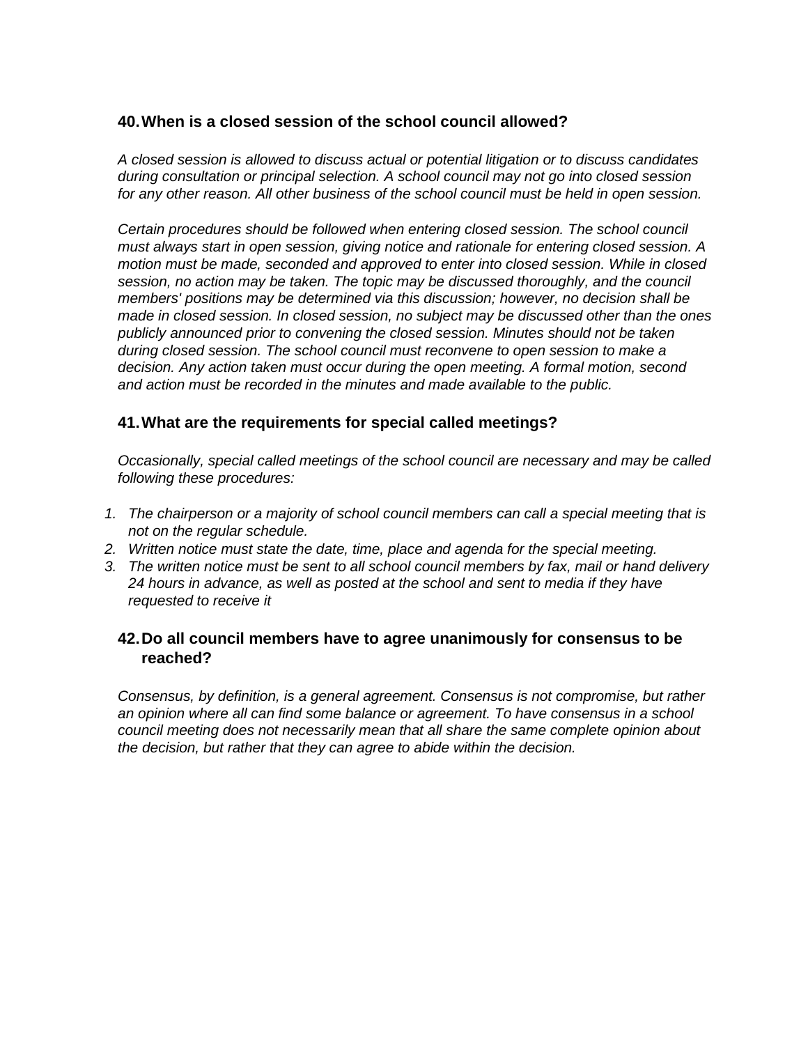### 40. When is a closed session of the school council allowed?

*A closed session is allowed to discuss actual or potential litigation or to discuss candidates during consultation or principal selection. A school council may not go into closed session for any other reason. All other business of the school council must be held in open session.*

*Certain procedures should be followed when entering closed session. The school council must always start in open session, giving notice and rationale for entering closed session. A motion must be made, seconded and approved to enter into closed session. While in closed session, no action may be taken. The topic may be discussed thoroughly, and the council members' positions may be determined via this discussion; however, no decision shall be made in closed session. In closed session, no subject may be discussed other than the ones publicly announced prior to convening the closed session. Minutes should not be taken during closed session. The school council must reconvene to open session to make a decision. Any action taken must occur during the open meeting. A formal motion, second and action must be recorded in the minutes and made available to the public.*

### 41. What are the requirements for special called meetings?

*Occasionally, special called meetings of the school council are necessary and may be called following these procedures:*

1. *The chairperson or a majority of school council members can call a special meeting that is not on the regular schedule.*
2. *Written notice must state the date, time, place and agenda for the special meeting.*
3. *The written notice must be sent to all school council members by fax, mail or hand delivery 24 hours in advance, as well as posted at the school and sent to media if they have requested to receive it*

### 42. Do all council members have to agree unanimously for consensus to be reached?

*Consensus, by definition, is a general agreement. Consensus is not compromise, but rather an opinion where all can find some balance or agreement. To have consensus in a school council meeting does not necessarily mean that all share the same complete opinion about the decision, but rather that they can agree to abide within the decision.*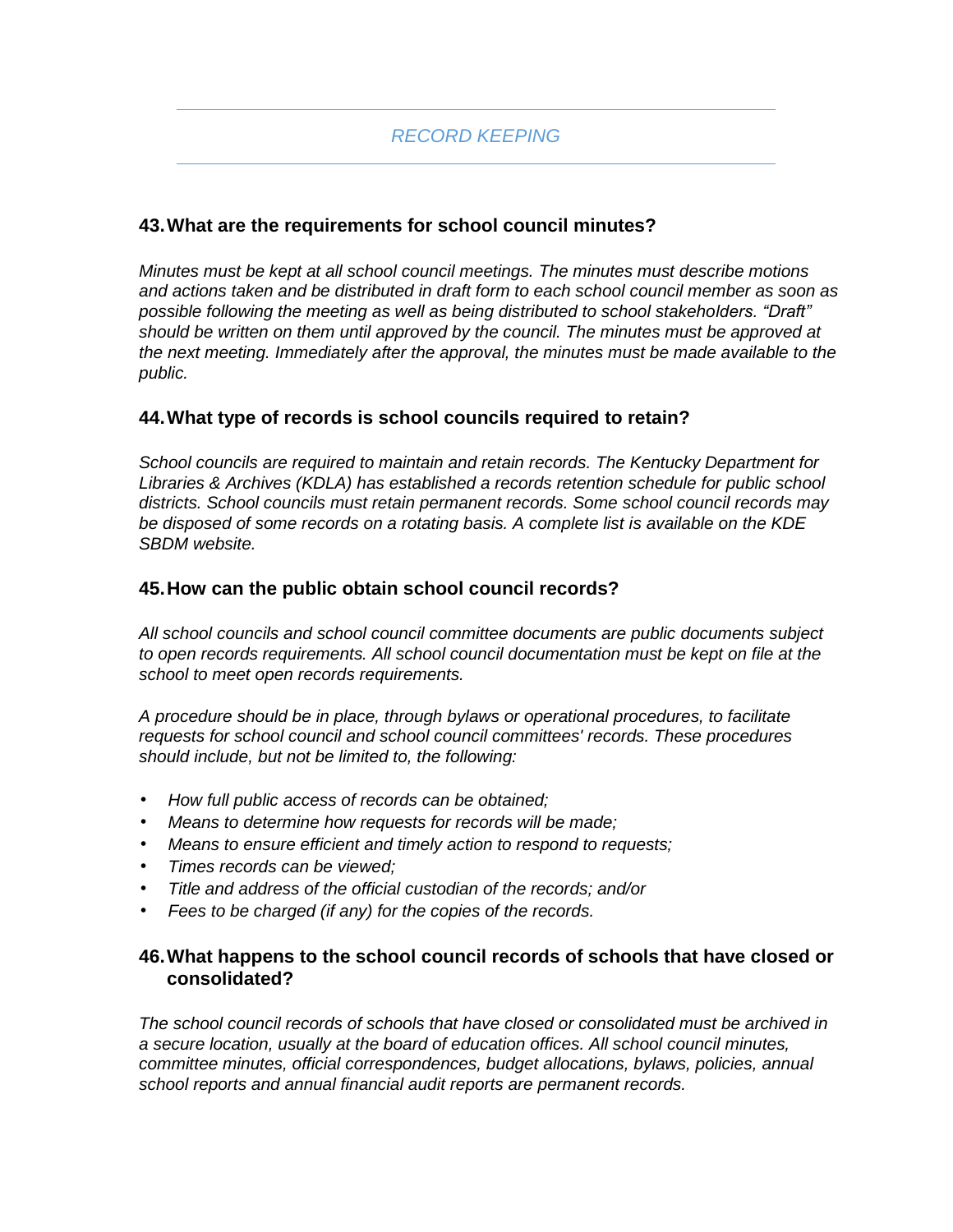## *RECORD KEEPING*

### 43. What are the requirements for school council minutes?

*Minutes must be kept at all school council meetings. The minutes must describe motions and actions taken and be distributed in draft form to each school council member as soon as possible following the meeting as well as being distributed to school stakeholders. "Draft" should be written on them until approved by the council. The minutes must be approved at the next meeting. Immediately after the approval, the minutes must be made available to the public.*

### 44. What type of records is school councils required to retain?

*School councils are required to maintain and retain records. The Kentucky Department for Libraries & Archives (KDLA) has established a records retention schedule for public school districts. School councils must retain permanent records. Some school council records may be disposed of some records on a rotating basis. A complete list is available on the KDE SBDM website.*

### 45. How can the public obtain school council records?

*All school councils and school council committee documents are public documents subject to open records requirements. All school council documentation must be kept on file at the school to meet open records requirements.*

*A procedure should be in place, through bylaws or operational procedures, to facilitate requests for school council and school council committees' records. These procedures should include, but not be limited to, the following:*

- *How full public access of records can be obtained;*
- *Means to determine how requests for records will be made;*
- *Means to ensure efficient and timely action to respond to requests;*
- *Times records can be viewed;*
- *Title and address of the official custodian of the records; and/or*
- *Fees to be charged (if any) for the copies of the records.*

### 46. What happens to the school council records of schools that have closed or consolidated?

*The school council records of schools that have closed or consolidated must be archived in a secure location, usually at the board of education offices. All school council minutes, committee minutes, official correspondences, budget allocations, bylaws, policies, annual school reports and annual financial audit reports are permanent records.*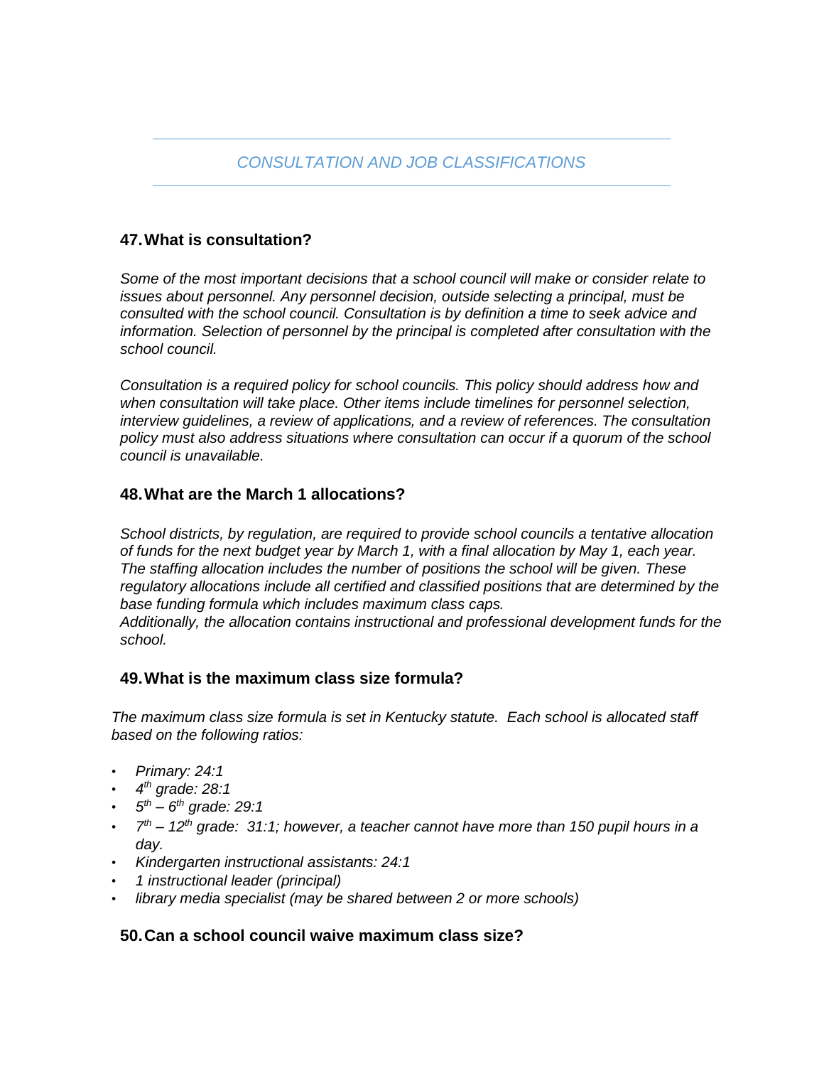## *CONSULTATION AND JOB CLASSIFICATIONS*

### 47. What is consultation?

*Some of the most important decisions that a school council will make or consider relate to issues about personnel. Any personnel decision, outside selecting a principal, must be consulted with the school council. Consultation is by definition a time to seek advice and information. Selection of personnel by the principal is completed after consultation with the school council.*

*Consultation is a required policy for school councils. This policy should address how and when consultation will take place. Other items include timelines for personnel selection, interview guidelines, a review of applications, and a review of references. The consultation policy must also address situations where consultation can occur if a quorum of the school council is unavailable.*

### 48. What are the March 1 allocations?

*School districts, by regulation, are required to provide school councils a tentative allocation of funds for the next budget year by March 1, with a final allocation by May 1, each year. The staffing allocation includes the number of positions the school will be given. These regulatory allocations include all certified and classified positions that are determined by the base funding formula which includes maximum class caps.*
*Additionally, the allocation contains instructional and professional development funds for the school.*

### 49. What is the maximum class size formula?

*The maximum class size formula is set in Kentucky statute. Each school is allocated staff based on the following ratios:*

- *Primary: 24:1*
- *4th grade: 28:1*
- *5th – 6th grade: 29:1*
- *7th – 12th grade: 31:1; however, a teacher cannot have more than 150 pupil hours in a day.*
- *Kindergarten instructional assistants: 24:1*
- *1 instructional leader (principal)*
- *library media specialist (may be shared between 2 or more schools)*

### 50. Can a school council waive maximum class size?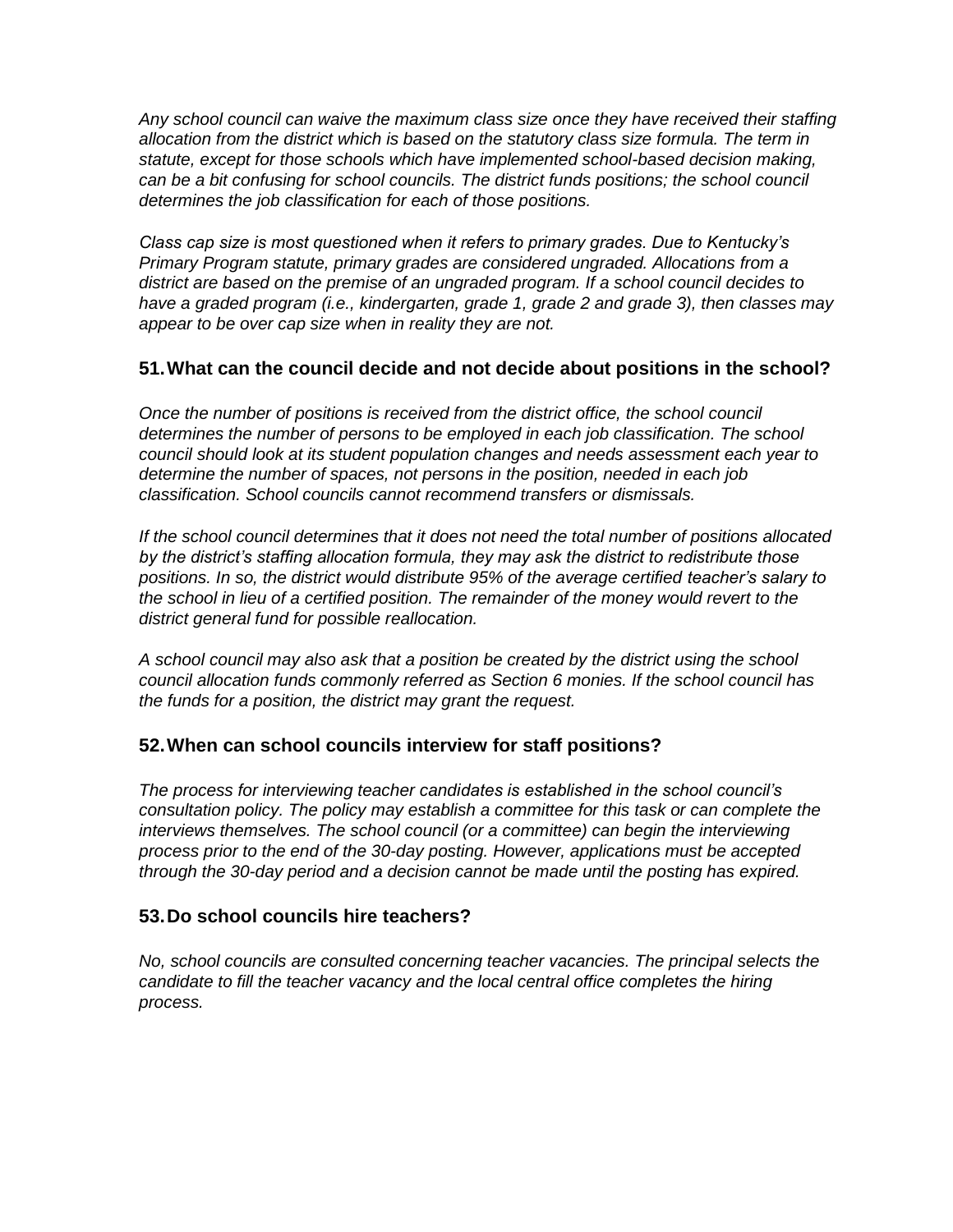*Any school council can waive the maximum class size once they have received their staffing allocation from the district which is based on the statutory class size formula. The term in statute, except for those schools which have implemented school-based decision making, can be a bit confusing for school councils. The district funds positions; the school council determines the job classification for each of those positions.*

*Class cap size is most questioned when it refers to primary grades. Due to Kentucky's Primary Program statute, primary grades are considered ungraded. Allocations from a district are based on the premise of an ungraded program. If a school council decides to have a graded program (i.e., kindergarten, grade 1, grade 2 and grade 3), then classes may appear to be over cap size when in reality they are not.*

### 51. What can the council decide and not decide about positions in the school?

*Once the number of positions is received from the district office, the school council determines the number of persons to be employed in each job classification. The school council should look at its student population changes and needs assessment each year to determine the number of spaces, not persons in the position, needed in each job classification. School councils cannot recommend transfers or dismissals.*

*If the school council determines that it does not need the total number of positions allocated by the district's staffing allocation formula, they may ask the district to redistribute those positions. In so, the district would distribute 95% of the average certified teacher's salary to the school in lieu of a certified position. The remainder of the money would revert to the district general fund for possible reallocation.*

*A school council may also ask that a position be created by the district using the school council allocation funds commonly referred as Section 6 monies. If the school council has the funds for a position, the district may grant the request.*

### 52. When can school councils interview for staff positions?

*The process for interviewing teacher candidates is established in the school council's consultation policy. The policy may establish a committee for this task or can complete the interviews themselves. The school council (or a committee) can begin the interviewing process prior to the end of the 30-day posting. However, applications must be accepted through the 30-day period and a decision cannot be made until the posting has expired.*

### 53. Do school councils hire teachers?

*No, school councils are consulted concerning teacher vacancies. The principal selects the candidate to fill the teacher vacancy and the local central office completes the hiring process.*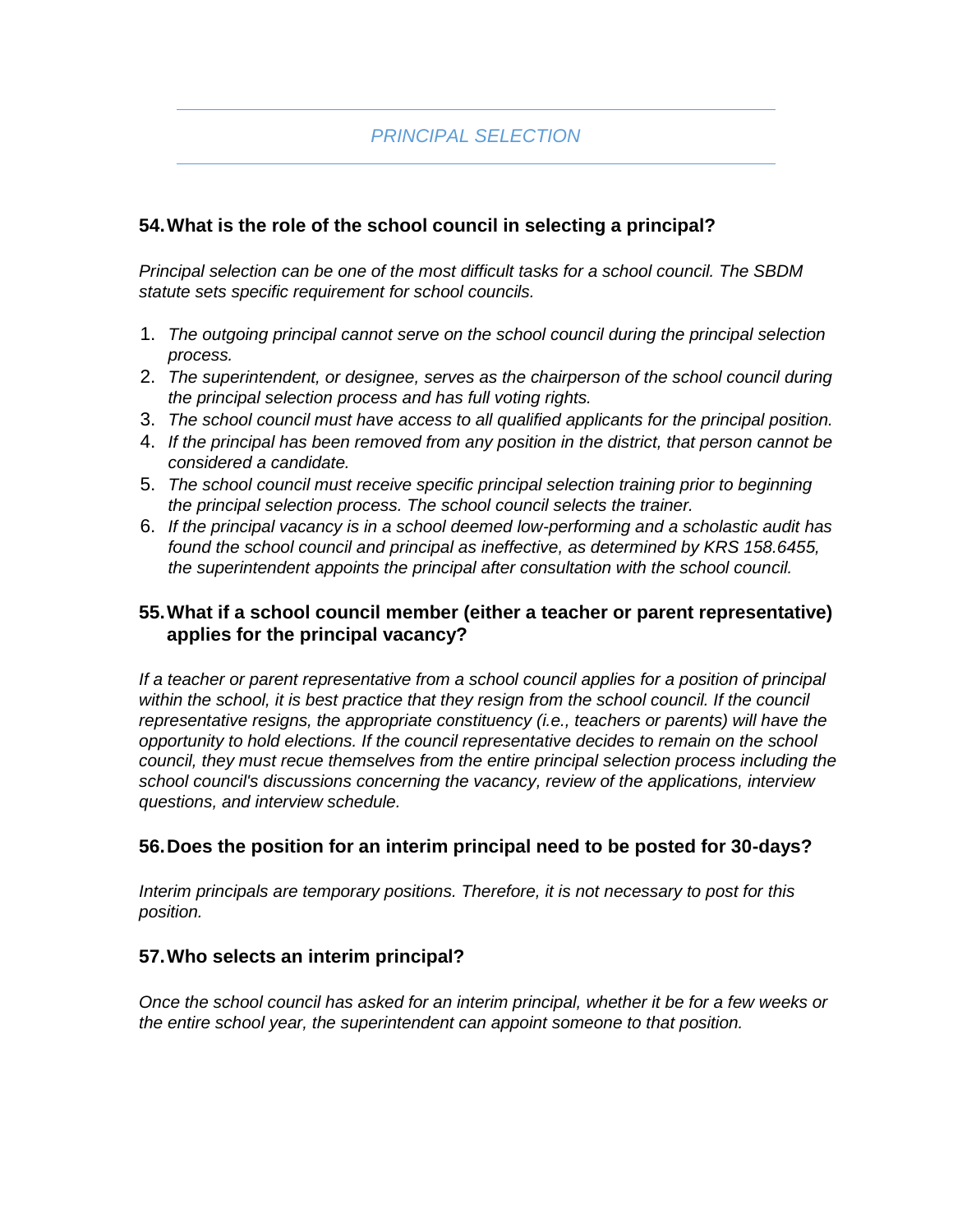## *PRINCIPAL SELECTION*

### 54. What is the role of the school council in selecting a principal?

*Principal selection can be one of the most difficult tasks for a school council. The SBDM statute sets specific requirement for school councils.*

1. *The outgoing principal cannot serve on the school council during the principal selection process.*
2. *The superintendent, or designee, serves as the chairperson of the school council during the principal selection process and has full voting rights.*
3. *The school council must have access to all qualified applicants for the principal position.*
4. *If the principal has been removed from any position in the district, that person cannot be considered a candidate.*
5. *The school council must receive specific principal selection training prior to beginning the principal selection process. The school council selects the trainer.*
6. *If the principal vacancy is in a school deemed low-performing and a scholastic audit has found the school council and principal as ineffective, as determined by KRS 158.6455, the superintendent appoints the principal after consultation with the school council.*

### 55. What if a school council member (either a teacher or parent representative) applies for the principal vacancy?

*If a teacher or parent representative from a school council applies for a position of principal within the school, it is best practice that they resign from the school council. If the council representative resigns, the appropriate constituency (i.e., teachers or parents) will have the opportunity to hold elections. If the council representative decides to remain on the school council, they must recue themselves from the entire principal selection process including the school council's discussions concerning the vacancy, review of the applications, interview questions, and interview schedule.*

### 56. Does the position for an interim principal need to be posted for 30-days?

*Interim principals are temporary positions. Therefore, it is not necessary to post for this position.*

### 57. Who selects an interim principal?

*Once the school council has asked for an interim principal, whether it be for a few weeks or the entire school year, the superintendent can appoint someone to that position.*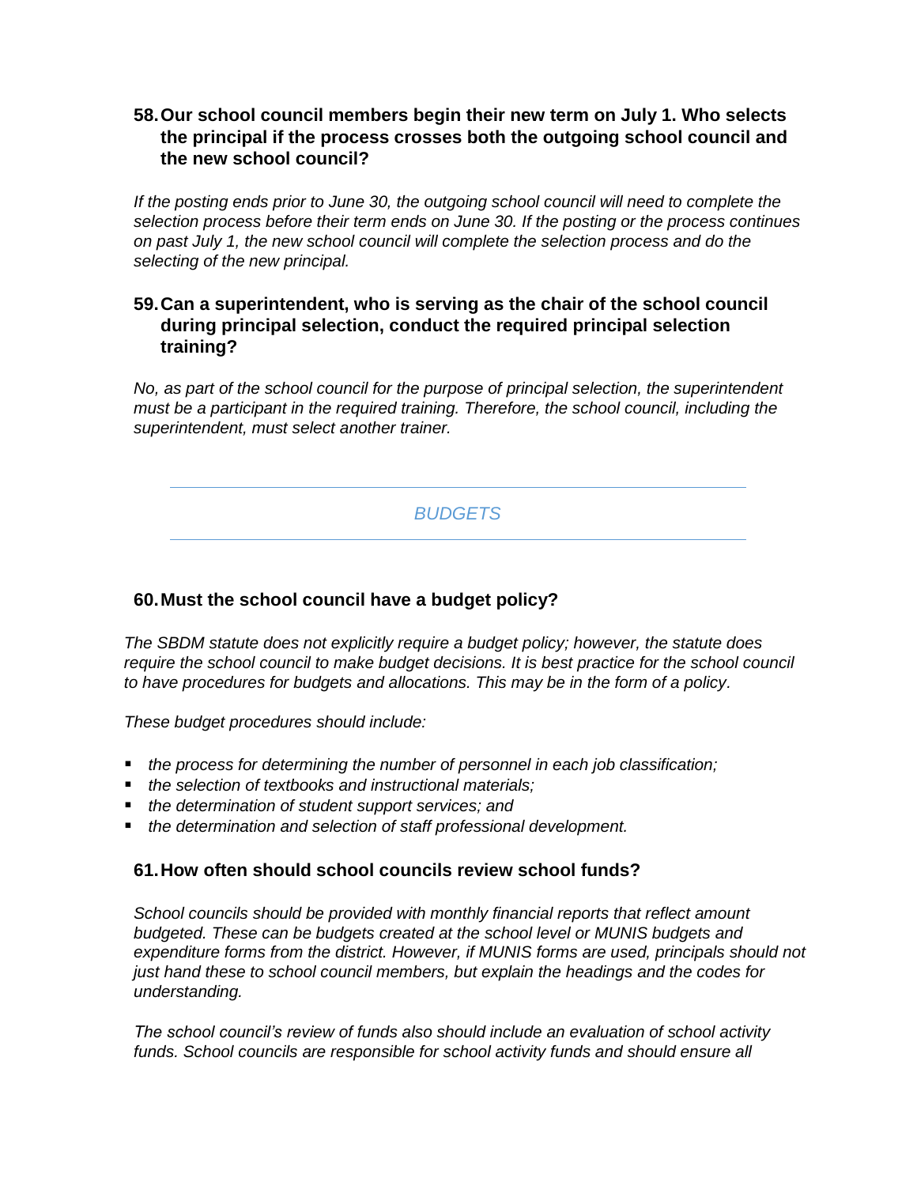### 58. Our school council members begin their new term on July 1. Who selects the principal if the process crosses both the outgoing school council and the new school council?

*If the posting ends prior to June 30, the outgoing school council will need to complete the selection process before their term ends on June 30. If the posting or the process continues on past July 1, the new school council will complete the selection process and do the selecting of the new principal.*

### 59. Can a superintendent, who is serving as the chair of the school council during principal selection, conduct the required principal selection training?

*No, as part of the school council for the purpose of principal selection, the superintendent must be a participant in the required training. Therefore, the school council, including the superintendent, must select another trainer.*

---

## *BUDGETS*

---

### 60. Must the school council have a budget policy?

*The SBDM statute does not explicitly require a budget policy; however, the statute does require the school council to make budget decisions. It is best practice for the school council to have procedures for budgets and allocations. This may be in the form of a policy.*

*These budget procedures should include:*

- *the process for determining the number of personnel in each job classification;*
- *the selection of textbooks and instructional materials;*
- *the determination of student support services; and*
- *the determination and selection of staff professional development.*

### 61. How often should school councils review school funds?

*School councils should be provided with monthly financial reports that reflect amount budgeted. These can be budgets created at the school level or MUNIS budgets and expenditure forms from the district. However, if MUNIS forms are used, principals should not just hand these to school council members, but explain the headings and the codes for understanding.*

*The school council's review of funds also should include an evaluation of school activity funds. School councils are responsible for school activity funds and should ensure all*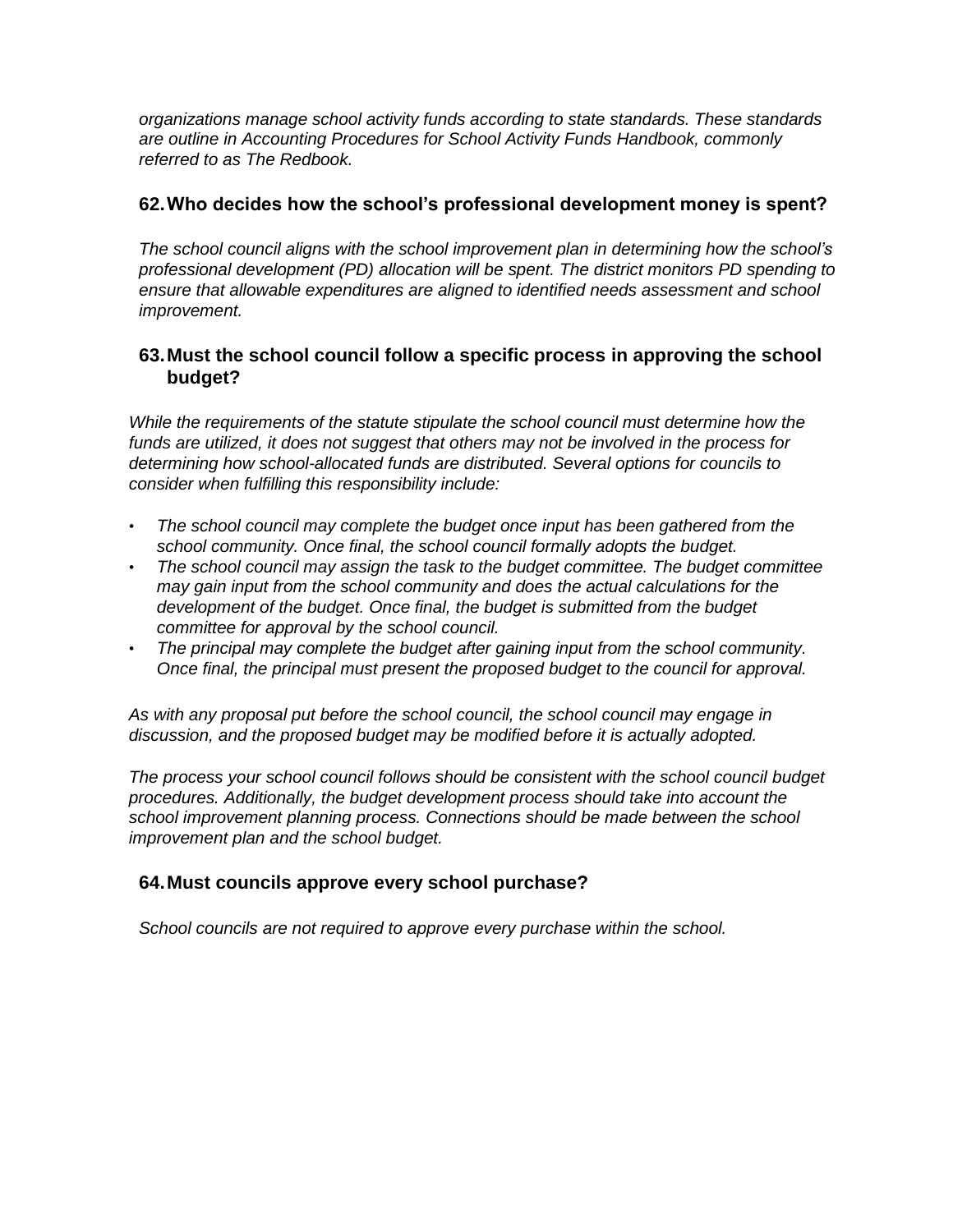*organizations manage school activity funds according to state standards. These standards are outline in Accounting Procedures for School Activity Funds Handbook, commonly referred to as The Redbook.*

### 62. Who decides how the school's professional development money is spent?

*The school council aligns with the school improvement plan in determining how the school's professional development (PD) allocation will be spent. The district monitors PD spending to ensure that allowable expenditures are aligned to identified needs assessment and school improvement.*

### 63. Must the school council follow a specific process in approving the school budget?

*While the requirements of the statute stipulate the school council must determine how the funds are utilized, it does not suggest that others may not be involved in the process for determining how school-allocated funds are distributed. Several options for councils to consider when fulfilling this responsibility include:*

- *The school council may complete the budget once input has been gathered from the school community. Once final, the school council formally adopts the budget.*
- *The school council may assign the task to the budget committee. The budget committee may gain input from the school community and does the actual calculations for the development of the budget. Once final, the budget is submitted from the budget committee for approval by the school council.*
- *The principal may complete the budget after gaining input from the school community. Once final, the principal must present the proposed budget to the council for approval.*

*As with any proposal put before the school council, the school council may engage in discussion, and the proposed budget may be modified before it is actually adopted.*

*The process your school council follows should be consistent with the school council budget procedures. Additionally, the budget development process should take into account the school improvement planning process. Connections should be made between the school improvement plan and the school budget.*

### 64. Must councils approve every school purchase?

*School councils are not required to approve every purchase within the school.*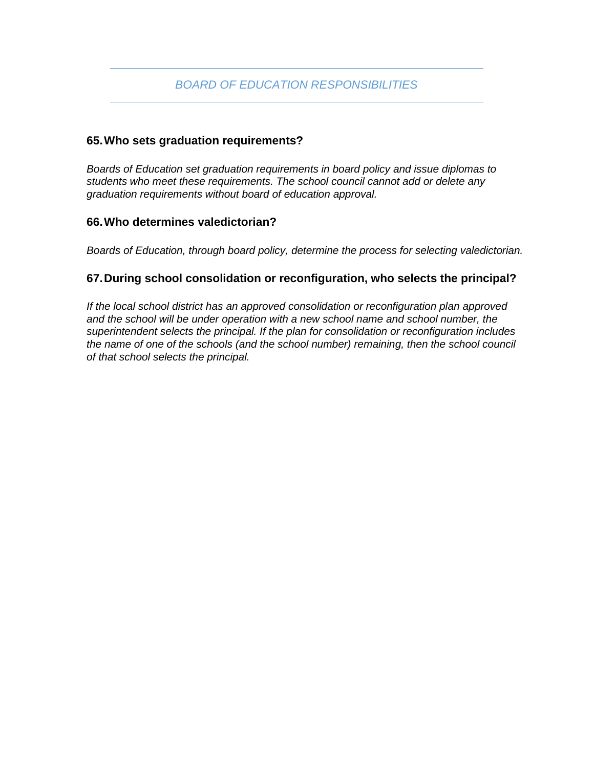## *BOARD OF EDUCATION RESPONSIBILITIES*

### 65. Who sets graduation requirements?

*Boards of Education set graduation requirements in board policy and issue diplomas to students who meet these requirements. The school council cannot add or delete any graduation requirements without board of education approval.*

### 66. Who determines valedictorian?

*Boards of Education, through board policy, determine the process for selecting valedictorian.*

### 67. During school consolidation or reconfiguration, who selects the principal?

*If the local school district has an approved consolidation or reconfiguration plan approved and the school will be under operation with a new school name and school number, the superintendent selects the principal. If the plan for consolidation or reconfiguration includes the name of one of the schools (and the school number) remaining, then the school council of that school selects the principal.*